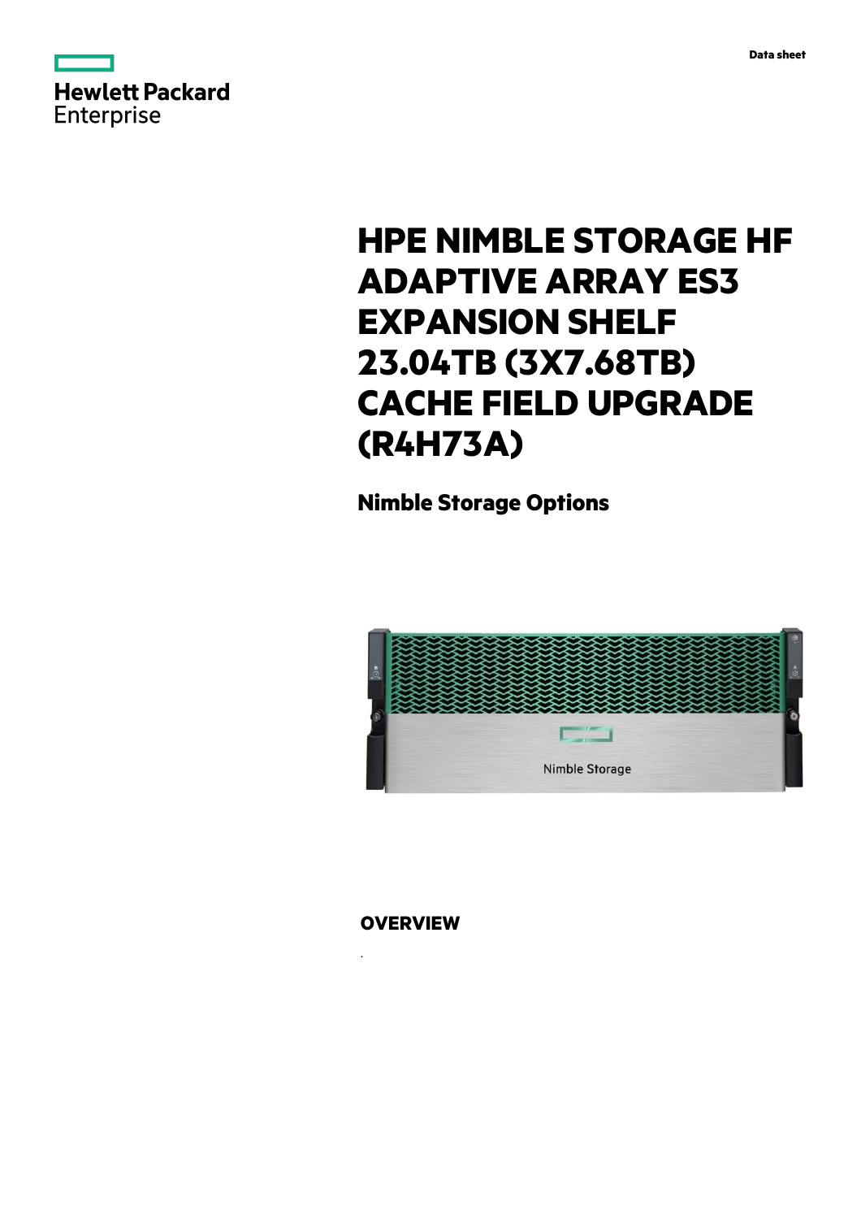Data sheet

# HPE NIMBLE STORAGE HF ADAPTIVE ARRAY ES3 EXPANSION SHELF 23.04TB (3X7.68TB) CACHE FIELD UPGRADE (R4H73A)

## Nimble Storage Options

## OVERVIEW

.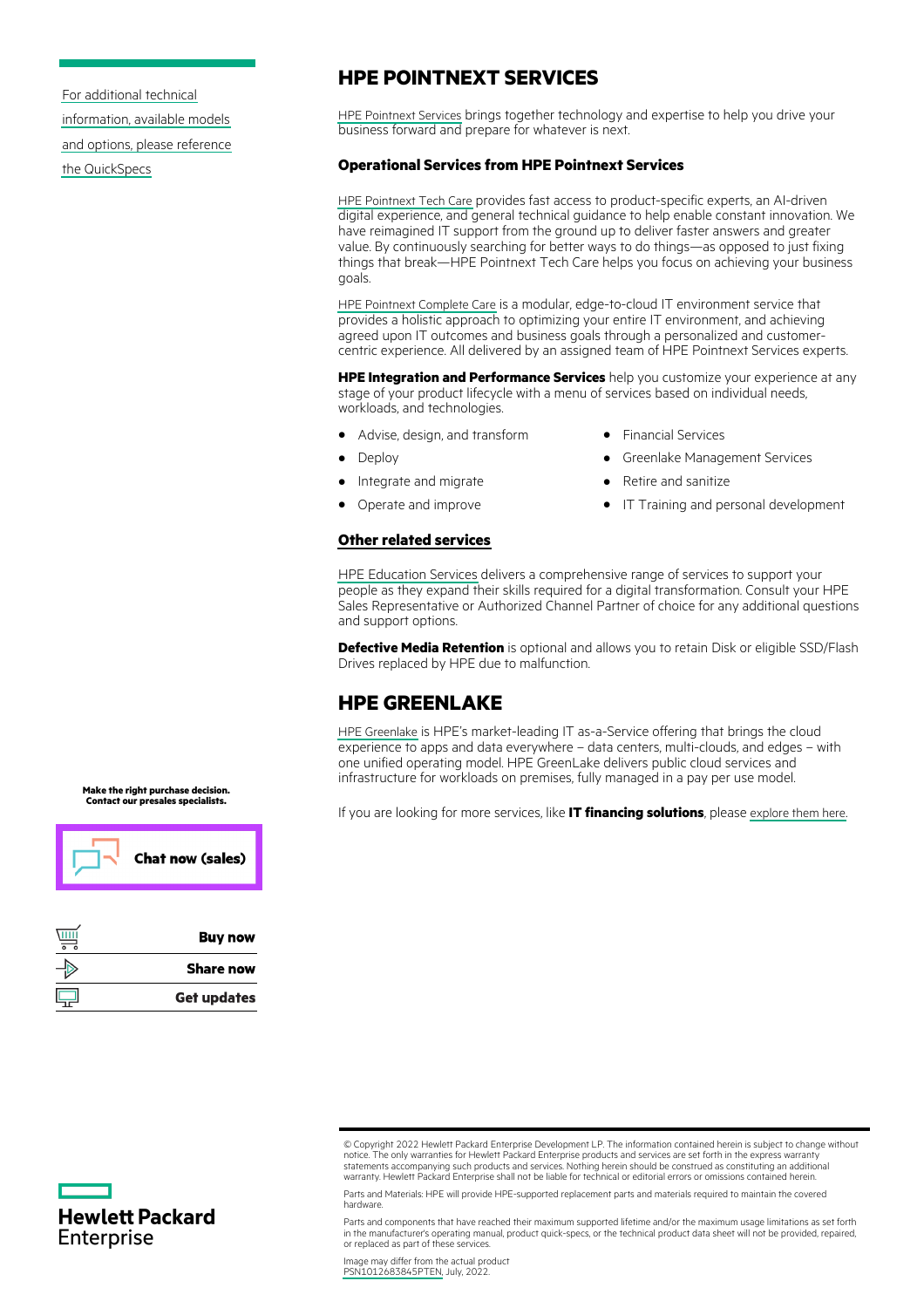For additional technical information, available models and options, please reference the QuickSpecs

## HPE POINTNEXT SERVICES

HPE Pointnext Services brings together technology and expertise to help you drive your business forward and prepare for whatever is next.

### Operational Services from HPE Pointnext Services

HPE Pointnext Tech Care provides fast access to product-specific experts, an AI-driven digital experience, and general technical guidance to help enable constant innovation. We have reimagined IT support from the ground up to deliver faster answers and greater value. By continuously searching for better ways to do things—as opposed to just fixing things that break—HPE Pointnext Tech Care helps you focus on achieving your business goals.

HPE Pointnext Complete Care is a modular, edge-to-cloud IT environment service that provides a holistic approach to optimizing your entire IT environment, and achieving agreed upon IT outcomes and business goals through a personalized and customer-centric experience. All delivered by an assigned team of HPE Pointnext Services experts.

**HPE Integration and Performance Services** help you customize your experience at any stage of your product lifecycle with a menu of services based on individual needs, workloads, and technologies.

- Advise, design, and transform
- Deploy
- Integrate and migrate
- Operate and improve
- Financial Services
- Greenlake Management Services
- Retire and sanitize
- IT Training and personal development

### Other related services

HPE Education Services delivers a comprehensive range of services to support your people as they expand their skills required for a digital transformation. Consult your HPE Sales Representative or Authorized Channel Partner of choice for any additional questions and support options.

**Defective Media Retention** is optional and allows you to retain Disk or eligible SSD/Flash Drives replaced by HPE due to malfunction.

## HPE GREENLAKE

HPE Greenlake is HPE's market-leading IT as-a-Service offering that brings the cloud experience to apps and data everywhere – data centers, multi-clouds, and edges – with one unified operating model. HPE GreenLake delivers public cloud services and infrastructure for workloads on premises, fully managed in a pay per use model.

If you are looking for more services, like **IT financing solutions**, please explore them here.

**Make the right purchase decision. Contact our presales specialists.**

**Chat now (sales)**

**Buy now**

**Share now**

**Get updates**

© Copyright 2022 Hewlett Packard Enterprise Development LP. The information contained herein is subject to change without notice. The only warranties for Hewlett Packard Enterprise products and services are set forth in the express warranty statements accompanying such products and services. Nothing herein should be construed as constituting an additional warranty. Hewlett Packard Enterprise shall not be liable for technical or editorial errors or omissions contained herein.

Parts and Materials: HPE will provide HPE-supported replacement parts and materials required to maintain the covered hardware.

Parts and components that have reached their maximum supported lifetime and/or the maximum usage limitations as set forth in the manufacturer's operating manual, product quick-specs, or the technical product data sheet will not be provided, repaired, or replaced as part of these services.

Image may differ from the actual product

PSN1012683845PTEN, July, 2022.

Hewlett Packard Enterprise